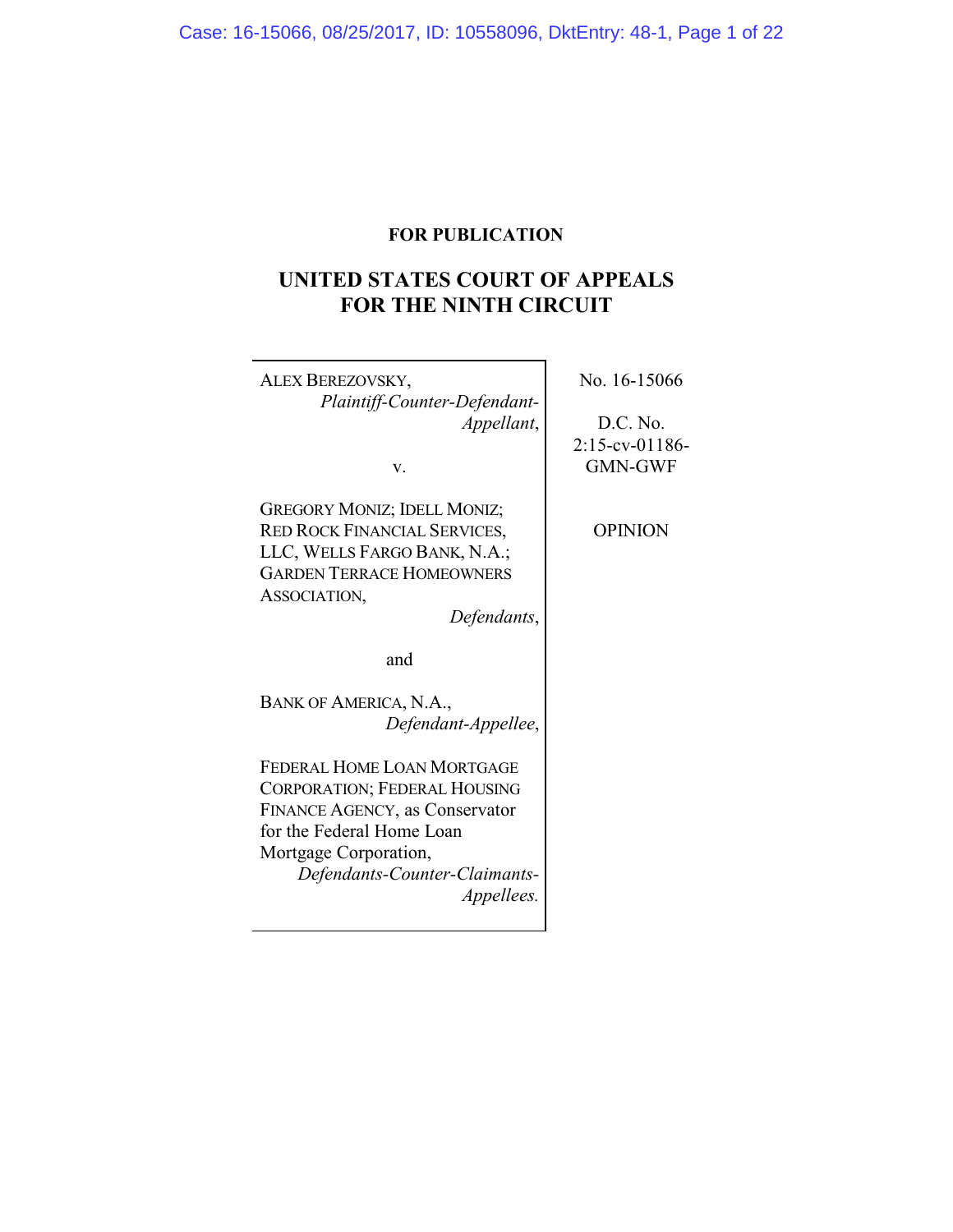**FOR PUBLICATION**

# UNITED STATES COURT OF APPEALS FOR THE NINTH CIRCUIT

ALEX BEREZOVSKY,
*Plaintiff-Counter-Defendant-Appellant*,

v.

GREGORY MONIZ; IDELL MONIZ; RED ROCK FINANCIAL SERVICES, LLC, WELLS FARGO BANK, N.A.; GARDEN TERRACE HOMEOWNERS ASSOCIATION,
*Defendants*,

and

BANK OF AMERICA, N.A.,
*Defendant-Appellee*,

FEDERAL HOME LOAN MORTGAGE CORPORATION; FEDERAL HOUSING FINANCE AGENCY, as Conservator for the Federal Home Loan Mortgage Corporation,
*Defendants-Counter-Claimants-Appellees.*

No. 16-15066

D.C. No. 2:15-cv-01186-GMN-GWF

OPINION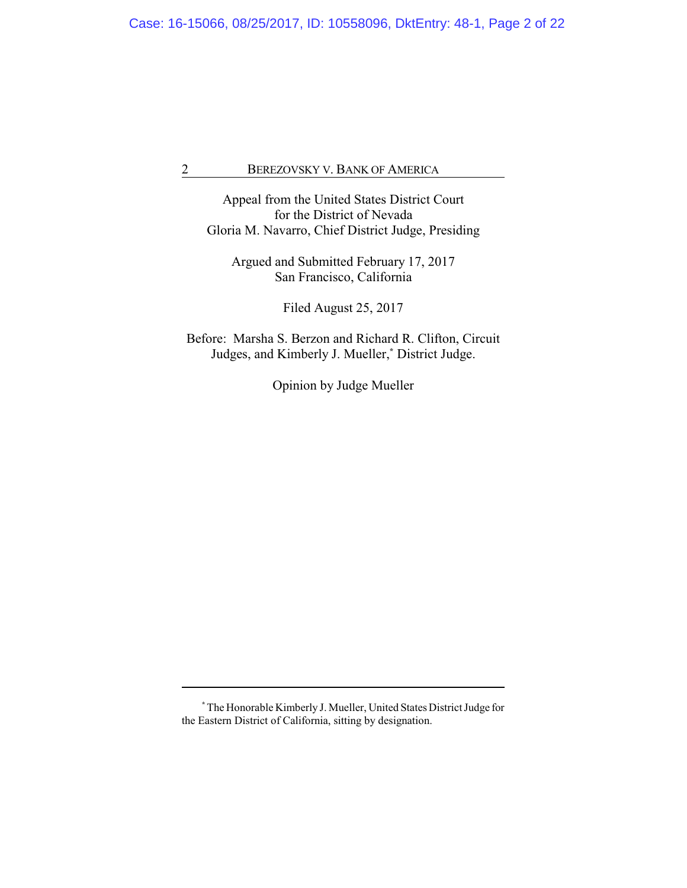Appeal from the United States District Court
for the District of Nevada
Gloria M. Navarro, Chief District Judge, Presiding

Argued and Submitted February 17, 2017
San Francisco, California

Filed August 25, 2017

Before: Marsha S. Berzon and Richard R. Clifton, Circuit Judges, and Kimberly J. Mueller,* District Judge.

Opinion by Judge Mueller

---

* The Honorable Kimberly J. Mueller, United States District Judge for the Eastern District of California, sitting by designation.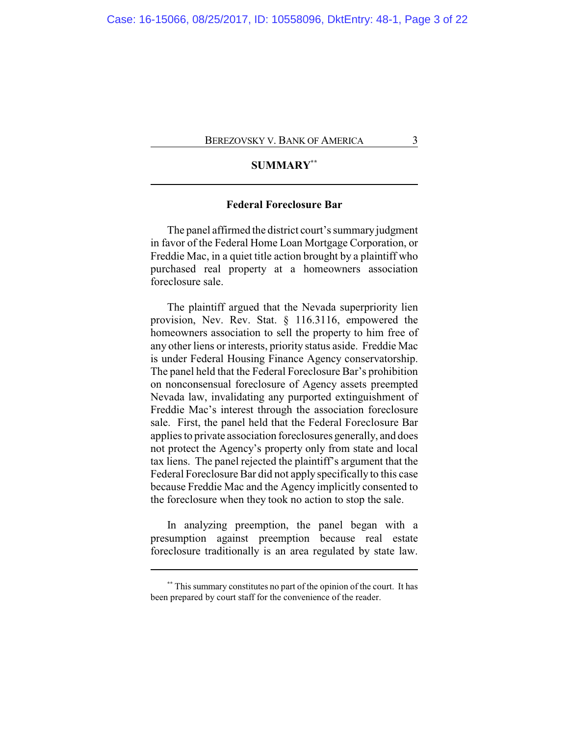## SUMMARY[**]

### Federal Foreclosure Bar

The panel affirmed the district court's summary judgment in favor of the Federal Home Loan Mortgage Corporation, or Freddie Mac, in a quiet title action brought by a plaintiff who purchased real property at a homeowners association foreclosure sale.

The plaintiff argued that the Nevada superpriority lien provision, Nev. Rev. Stat. § 116.3116, empowered the homeowners association to sell the property to him free of any other liens or interests, priority status aside. Freddie Mac is under Federal Housing Finance Agency conservatorship. The panel held that the Federal Foreclosure Bar's prohibition on nonconsensual foreclosure of Agency assets preempted Nevada law, invalidating any purported extinguishment of Freddie Mac's interest through the association foreclosure sale. First, the panel held that the Federal Foreclosure Bar applies to private association foreclosures generally, and does not protect the Agency's property only from state and local tax liens. The panel rejected the plaintiff's argument that the Federal Foreclosure Bar did not apply specifically to this case because Freddie Mac and the Agency implicitly consented to the foreclosure when they took no action to stop the sale.

In analyzing preemption, the panel began with a presumption against preemption because real estate foreclosure traditionally is an area regulated by state law.

---

[**] This summary constitutes no part of the opinion of the court. It has been prepared by court staff for the convenience of the reader.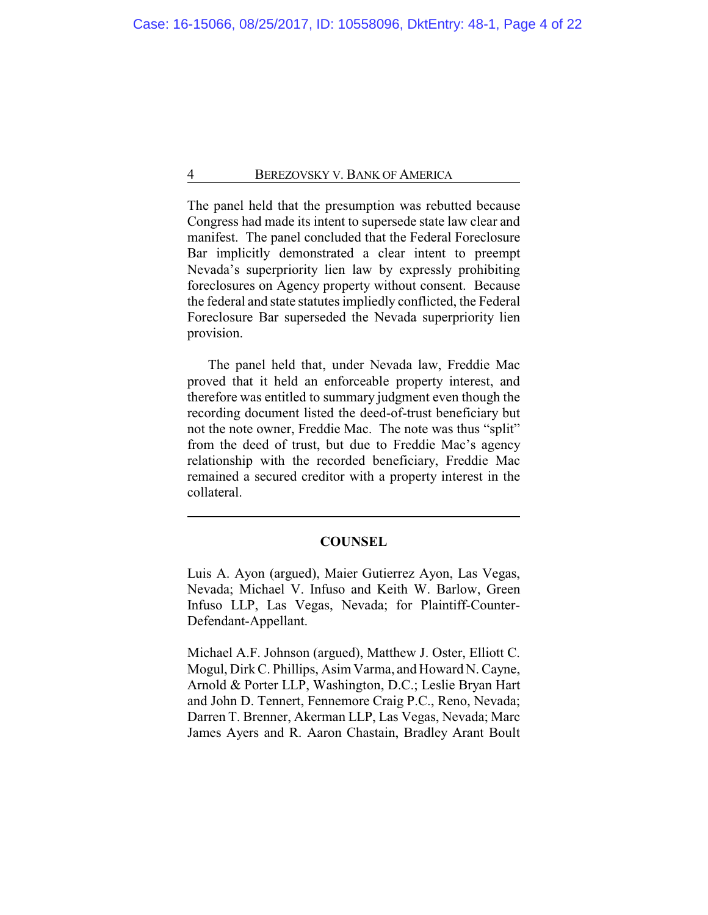The panel held that the presumption was rebutted because Congress had made its intent to supersede state law clear and manifest. The panel concluded that the Federal Foreclosure Bar implicitly demonstrated a clear intent to preempt Nevada's superpriority lien law by expressly prohibiting foreclosures on Agency property without consent. Because the federal and state statutes impliedly conflicted, the Federal Foreclosure Bar superseded the Nevada superpriority lien provision.

The panel held that, under Nevada law, Freddie Mac proved that it held an enforceable property interest, and therefore was entitled to summary judgment even though the recording document listed the deed-of-trust beneficiary but not the note owner, Freddie Mac. The note was thus "split" from the deed of trust, but due to Freddie Mac's agency relationship with the recorded beneficiary, Freddie Mac remained a secured creditor with a property interest in the collateral.

---

## COUNSEL

Luis A. Ayon (argued), Maier Gutierrez Ayon, Las Vegas, Nevada; Michael V. Infuso and Keith W. Barlow, Green Infuso LLP, Las Vegas, Nevada; for Plaintiff-Counter-Defendant-Appellant.

Michael A.F. Johnson (argued), Matthew J. Oster, Elliott C. Mogul, Dirk C. Phillips, Asim Varma, and Howard N. Cayne, Arnold & Porter LLP, Washington, D.C.; Leslie Bryan Hart and John D. Tennert, Fennemore Craig P.C., Reno, Nevada; Darren T. Brenner, Akerman LLP, Las Vegas, Nevada; Marc James Ayers and R. Aaron Chastain, Bradley Arant Boult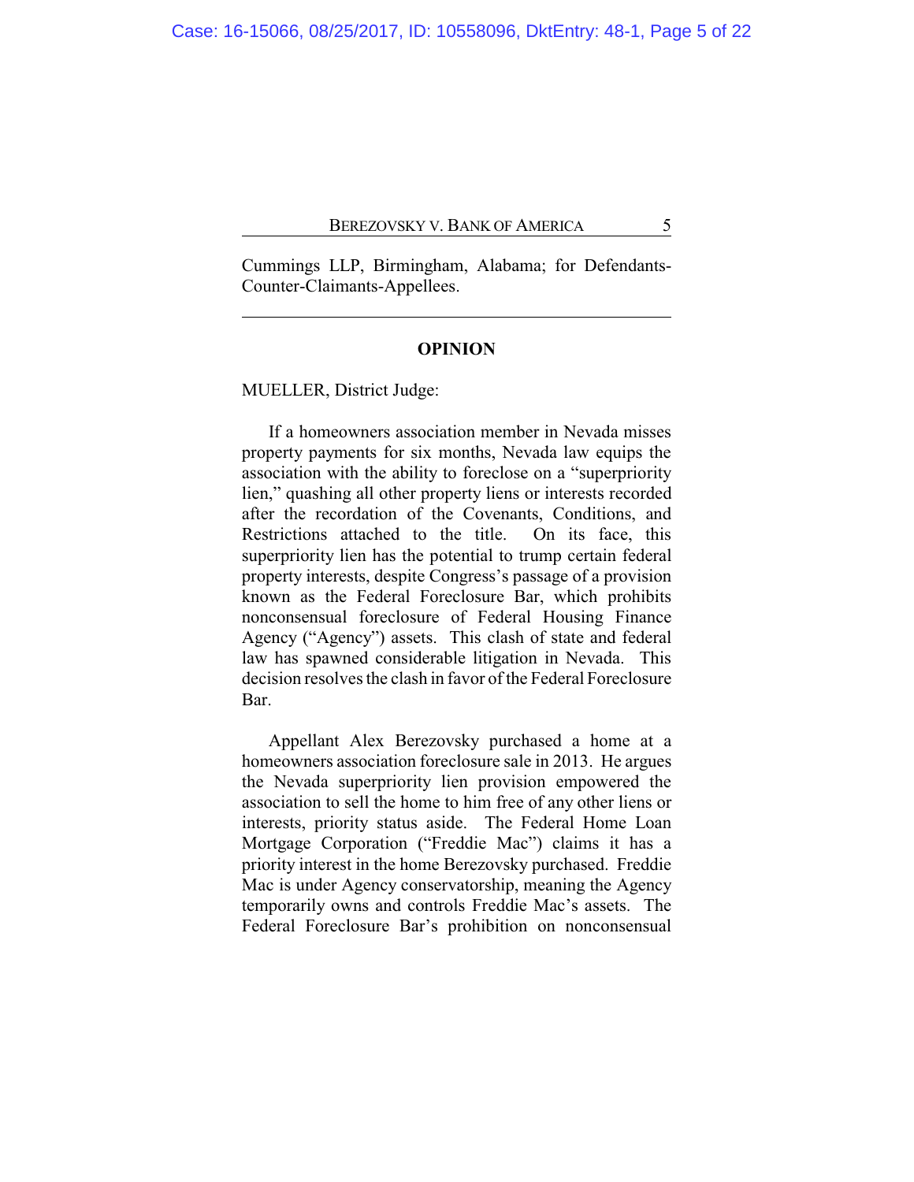Cummings LLP, Birmingham, Alabama; for Defendants-Counter-Claimants-Appellees.

---

## OPINION

MUELLER, District Judge:

If a homeowners association member in Nevada misses property payments for six months, Nevada law equips the association with the ability to foreclose on a "superpriority lien," quashing all other property liens or interests recorded after the recordation of the Covenants, Conditions, and Restrictions attached to the title. On its face, this superpriority lien has the potential to trump certain federal property interests, despite Congress's passage of a provision known as the Federal Foreclosure Bar, which prohibits nonconsensual foreclosure of Federal Housing Finance Agency ("Agency") assets. This clash of state and federal law has spawned considerable litigation in Nevada. This decision resolves the clash in favor of the Federal Foreclosure Bar.

Appellant Alex Berezovsky purchased a home at a homeowners association foreclosure sale in 2013. He argues the Nevada superpriority lien provision empowered the association to sell the home to him free of any other liens or interests, priority status aside. The Federal Home Loan Mortgage Corporation ("Freddie Mac") claims it has a priority interest in the home Berezovsky purchased. Freddie Mac is under Agency conservatorship, meaning the Agency temporarily owns and controls Freddie Mac's assets. The Federal Foreclosure Bar's prohibition on nonconsensual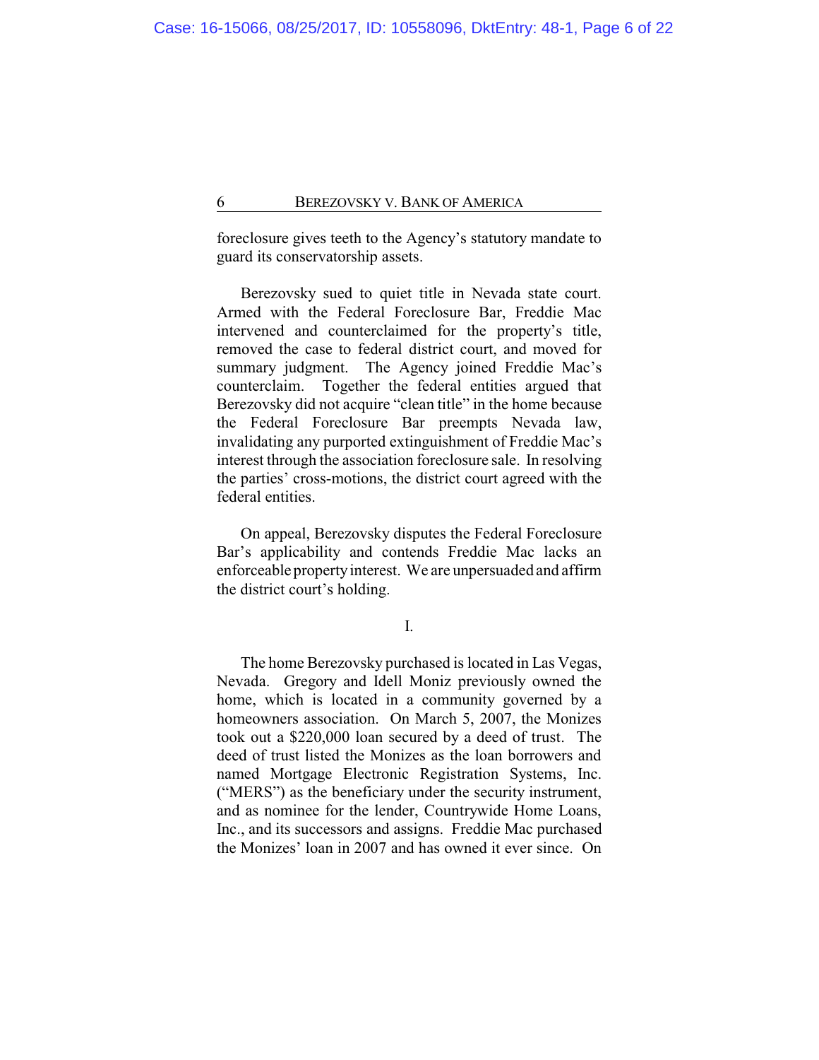foreclosure gives teeth to the Agency's statutory mandate to guard its conservatorship assets.

Berezovsky sued to quiet title in Nevada state court. Armed with the Federal Foreclosure Bar, Freddie Mac intervened and counterclaimed for the property's title, removed the case to federal district court, and moved for summary judgment. The Agency joined Freddie Mac's counterclaim. Together the federal entities argued that Berezovsky did not acquire "clean title" in the home because the Federal Foreclosure Bar preempts Nevada law, invalidating any purported extinguishment of Freddie Mac's interest through the association foreclosure sale. In resolving the parties' cross-motions, the district court agreed with the federal entities.

On appeal, Berezovsky disputes the Federal Foreclosure Bar's applicability and contends Freddie Mac lacks an enforceable property interest. We are unpersuaded and affirm the district court's holding.

## I.

The home Berezovsky purchased is located in Las Vegas, Nevada. Gregory and Idell Moniz previously owned the home, which is located in a community governed by a homeowners association. On March 5, 2007, the Monizes took out a $220,000 loan secured by a deed of trust. The deed of trust listed the Monizes as the loan borrowers and named Mortgage Electronic Registration Systems, Inc. ("MERS") as the beneficiary under the security instrument, and as nominee for the lender, Countrywide Home Loans, Inc., and its successors and assigns. Freddie Mac purchased the Monizes' loan in 2007 and has owned it ever since. On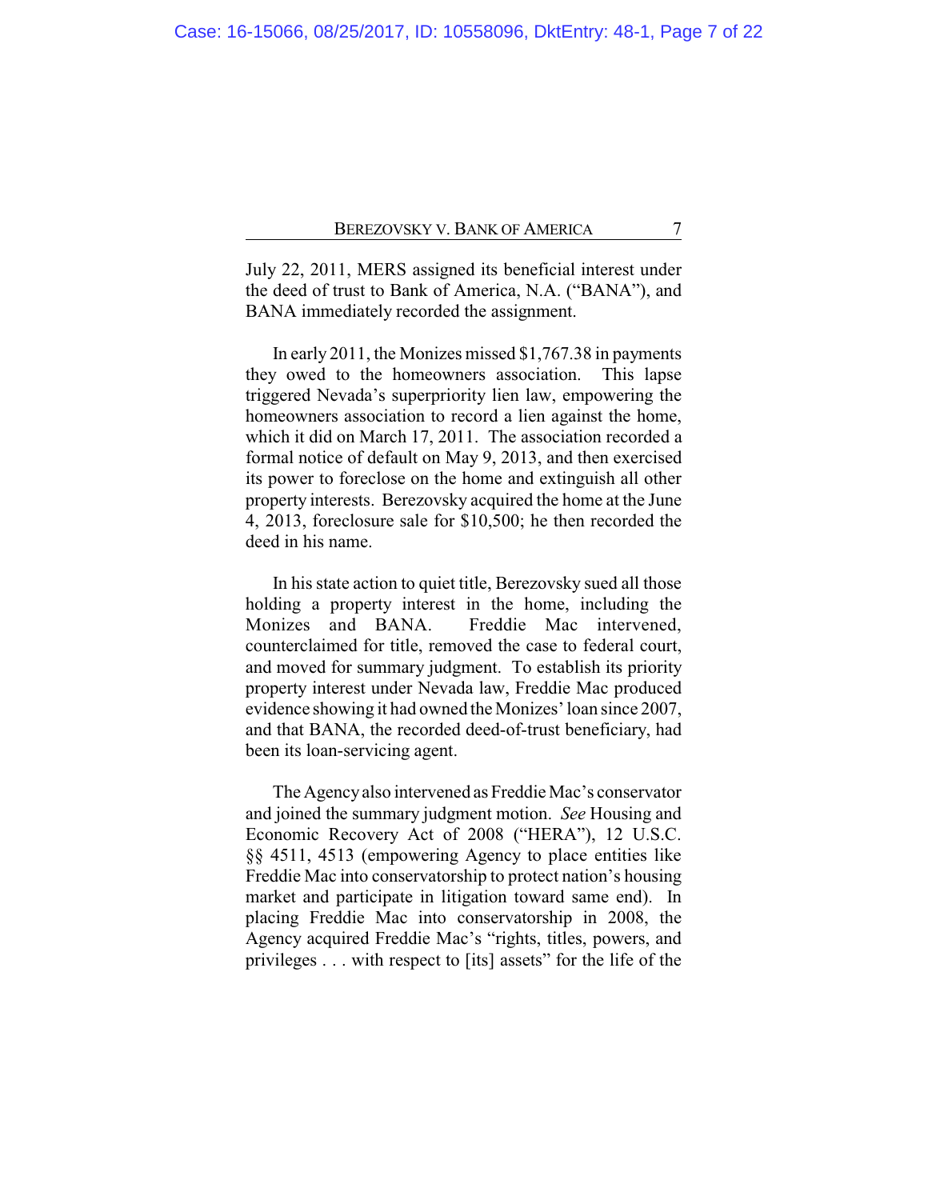July 22, 2011, MERS assigned its beneficial interest under the deed of trust to Bank of America, N.A. ("BANA"), and BANA immediately recorded the assignment.

In early 2011, the Monizes missed $1,767.38 in payments they owed to the homeowners association. This lapse triggered Nevada's superpriority lien law, empowering the homeowners association to record a lien against the home, which it did on March 17, 2011. The association recorded a formal notice of default on May 9, 2013, and then exercised its power to foreclose on the home and extinguish all other property interests. Berezovsky acquired the home at the June 4, 2013, foreclosure sale for $10,500; he then recorded the deed in his name.

In his state action to quiet title, Berezovsky sued all those holding a property interest in the home, including the Monizes and BANA. Freddie Mac intervened, counterclaimed for title, removed the case to federal court, and moved for summary judgment. To establish its priority property interest under Nevada law, Freddie Mac produced evidence showing it had owned the Monizes' loan since 2007, and that BANA, the recorded deed-of-trust beneficiary, had been its loan-servicing agent.

The Agency also intervened as Freddie Mac's conservator and joined the summary judgment motion. *See* Housing and Economic Recovery Act of 2008 ("HERA"), 12 U.S.C. §§ 4511, 4513 (empowering Agency to place entities like Freddie Mac into conservatorship to protect nation's housing market and participate in litigation toward same end). In placing Freddie Mac into conservatorship in 2008, the Agency acquired Freddie Mac's "rights, titles, powers, and privileges . . . with respect to [its] assets" for the life of the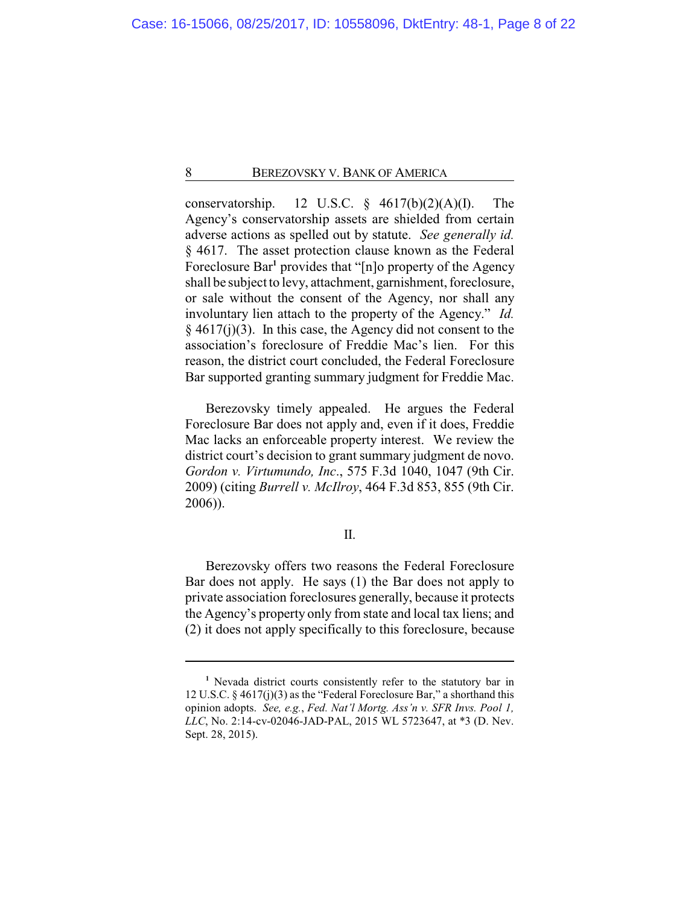conservatorship. 12 U.S.C. § 4617(b)(2)(A)(I). The Agency's conservatorship assets are shielded from certain adverse actions as spelled out by statute. *See generally id.* § 4617. The asset protection clause known as the Federal Foreclosure Bar[1] provides that "[n]o property of the Agency shall be subject to levy, attachment, garnishment, foreclosure, or sale without the consent of the Agency, nor shall any involuntary lien attach to the property of the Agency." *Id.* § 4617(j)(3). In this case, the Agency did not consent to the association's foreclosure of Freddie Mac's lien. For this reason, the district court concluded, the Federal Foreclosure Bar supported granting summary judgment for Freddie Mac.

Berezovsky timely appealed. He argues the Federal Foreclosure Bar does not apply and, even if it does, Freddie Mac lacks an enforceable property interest. We review the district court's decision to grant summary judgment de novo. *Gordon v. Virtumundo, Inc.*, 575 F.3d 1040, 1047 (9th Cir. 2009) (citing *Burrell v. McIlroy*, 464 F.3d 853, 855 (9th Cir. 2006)).

## II.

Berezovsky offers two reasons the Federal Foreclosure Bar does not apply. He says (1) the Bar does not apply to private association foreclosures generally, because it protects the Agency's property only from state and local tax liens; and (2) it does not apply specifically to this foreclosure, because

---

[1] Nevada district courts consistently refer to the statutory bar in 12 U.S.C. § 4617(j)(3) as the "Federal Foreclosure Bar," a shorthand this opinion adopts. *See, e.g.*, *Fed. Nat'l Mortg. Ass'n v. SFR Invs. Pool 1, LLC*, No. 2:14-cv-02046-JAD-PAL, 2015 WL 5723647, at *3 (D. Nev. Sept. 28, 2015).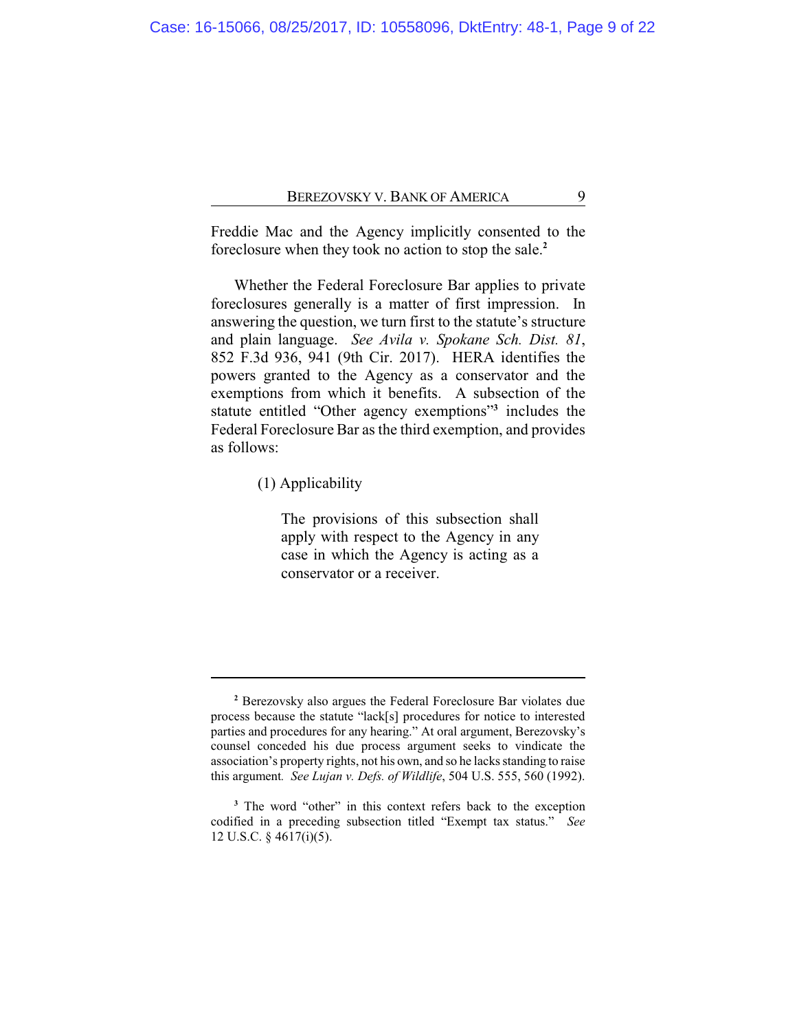Freddie Mac and the Agency implicitly consented to the foreclosure when they took no action to stop the sale.[2]

Whether the Federal Foreclosure Bar applies to private foreclosures generally is a matter of first impression. In answering the question, we turn first to the statute's structure and plain language. *See Avila v. Spokane Sch. Dist. 81*, 852 F.3d 936, 941 (9th Cir. 2017). HERA identifies the powers granted to the Agency as a conservator and the exemptions from which it benefits. A subsection of the statute entitled "Other agency exemptions"[3] includes the Federal Foreclosure Bar as the third exemption, and provides as follows:

> (1) Applicability
>
> > The provisions of this subsection shall apply with respect to the Agency in any case in which the Agency is acting as a conservator or a receiver.

---

[2] Berezovsky also argues the Federal Foreclosure Bar violates due process because the statute "lack[s] procedures for notice to interested parties and procedures for any hearing." At oral argument, Berezovsky's counsel conceded his due process argument seeks to vindicate the association's property rights, not his own, and so he lacks standing to raise this argument. *See Lujan v. Defs. of Wildlife*, 504 U.S. 555, 560 (1992).

[3] The word "other" in this context refers back to the exception codified in a preceding subsection titled "Exempt tax status." *See* 12 U.S.C. § 4617(i)(5).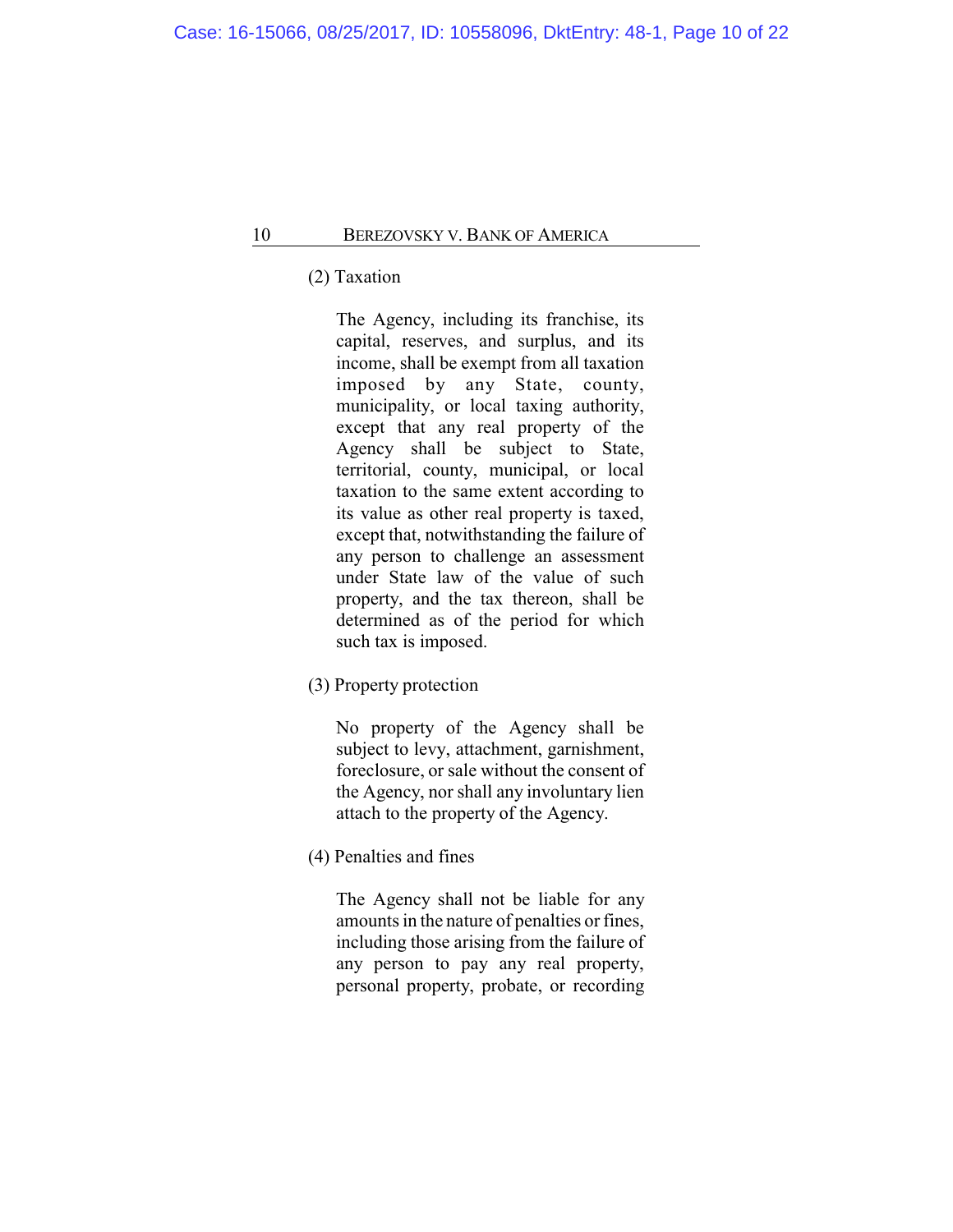(2) Taxation

> The Agency, including its franchise, its capital, reserves, and surplus, and its income, shall be exempt from all taxation imposed by any State, county, municipality, or local taxing authority, except that any real property of the Agency shall be subject to State, territorial, county, municipal, or local taxation to the same extent according to its value as other real property is taxed, except that, notwithstanding the failure of any person to challenge an assessment under State law of the value of such property, and the tax thereon, shall be determined as of the period for which such tax is imposed.

(3) Property protection

> No property of the Agency shall be subject to levy, attachment, garnishment, foreclosure, or sale without the consent of the Agency, nor shall any involuntary lien attach to the property of the Agency.

(4) Penalties and fines

> The Agency shall not be liable for any amounts in the nature of penalties or fines, including those arising from the failure of any person to pay any real property, personal property, probate, or recording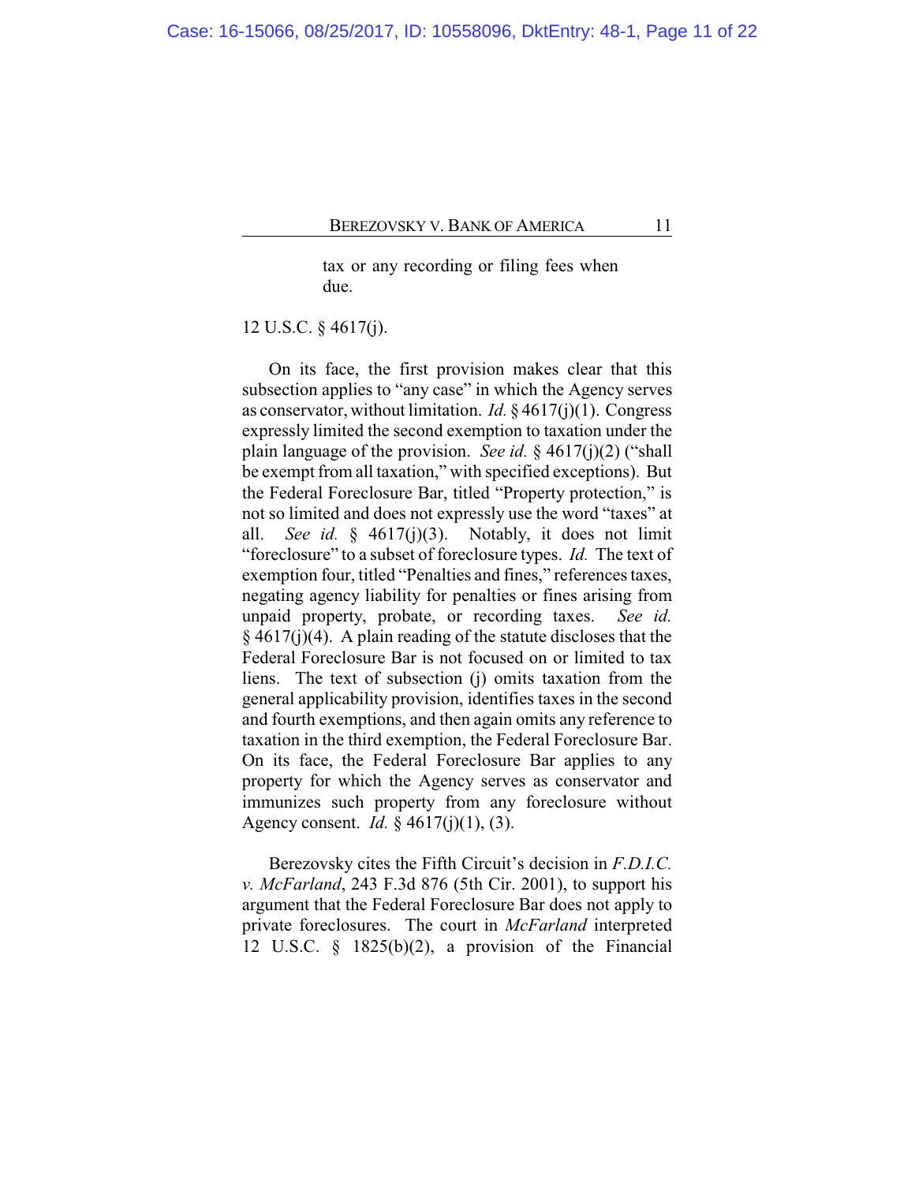> tax or any recording or filing fees when due.

12 U.S.C. § 4617(j).

On its face, the first provision makes clear that this subsection applies to "any case" in which the Agency serves as conservator, without limitation. *Id.* § 4617(j)(1). Congress expressly limited the second exemption to taxation under the plain language of the provision. *See id.* § 4617(j)(2) ("shall be exempt from all taxation," with specified exceptions). But the Federal Foreclosure Bar, titled "Property protection," is not so limited and does not expressly use the word "taxes" at all. *See id.* § 4617(j)(3). Notably, it does not limit "foreclosure" to a subset of foreclosure types. *Id.* The text of exemption four, titled "Penalties and fines," references taxes, negating agency liability for penalties or fines arising from unpaid property, probate, or recording taxes. *See id.* § 4617(j)(4). A plain reading of the statute discloses that the Federal Foreclosure Bar is not focused on or limited to tax liens. The text of subsection (j) omits taxation from the general applicability provision, identifies taxes in the second and fourth exemptions, and then again omits any reference to taxation in the third exemption, the Federal Foreclosure Bar. On its face, the Federal Foreclosure Bar applies to any property for which the Agency serves as conservator and immunizes such property from any foreclosure without Agency consent. *Id.* § 4617(j)(1), (3).

Berezovsky cites the Fifth Circuit's decision in *F.D.I.C. v. McFarland*, 243 F.3d 876 (5th Cir. 2001), to support his argument that the Federal Foreclosure Bar does not apply to private foreclosures. The court in *McFarland* interpreted 12 U.S.C. § 1825(b)(2), a provision of the Financial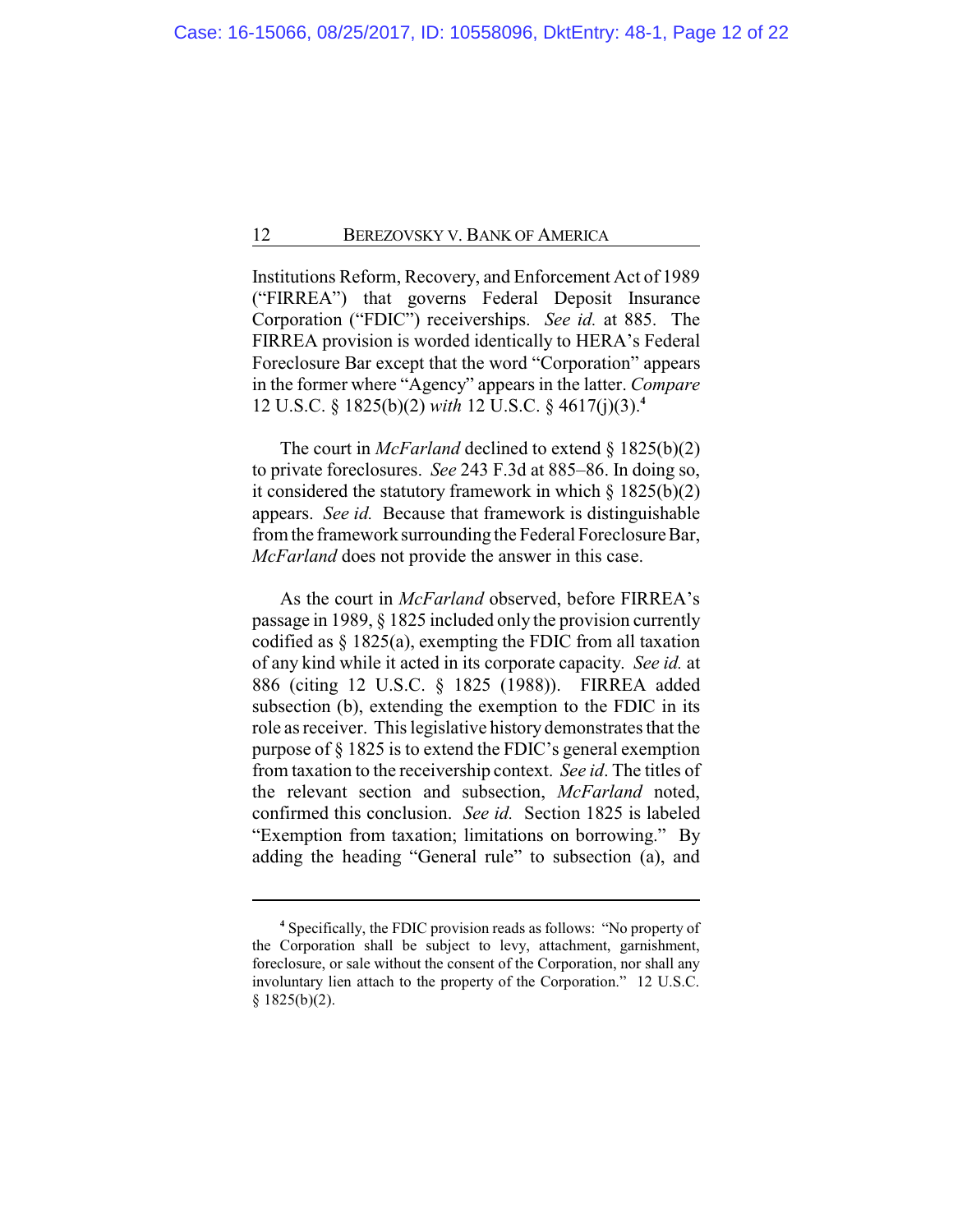Institutions Reform, Recovery, and Enforcement Act of 1989 ("FIRREA") that governs Federal Deposit Insurance Corporation ("FDIC") receiverships. *See id.* at 885. The FIRREA provision is worded identically to HERA's Federal Foreclosure Bar except that the word "Corporation" appears in the former where "Agency" appears in the latter. *Compare* 12 U.S.C. § 1825(b)(2) *with* 12 U.S.C. § 4617(j)(3).[4]

The court in *McFarland* declined to extend § 1825(b)(2) to private foreclosures. *See* 243 F.3d at 885–86. In doing so, it considered the statutory framework in which § 1825(b)(2) appears. *See id.* Because that framework is distinguishable from the framework surrounding the Federal Foreclosure Bar, *McFarland* does not provide the answer in this case.

As the court in *McFarland* observed, before FIRREA's passage in 1989, § 1825 included only the provision currently codified as § 1825(a), exempting the FDIC from all taxation of any kind while it acted in its corporate capacity. *See id.* at 886 (citing 12 U.S.C. § 1825 (1988)). FIRREA added subsection (b), extending the exemption to the FDIC in its role as receiver. This legislative history demonstrates that the purpose of § 1825 is to extend the FDIC's general exemption from taxation to the receivership context. *See id*. The titles of the relevant section and subsection, *McFarland* noted, confirmed this conclusion. *See id.* Section 1825 is labeled "Exemption from taxation; limitations on borrowing." By adding the heading "General rule" to subsection (a), and

---

[4] Specifically, the FDIC provision reads as follows: "No property of the Corporation shall be subject to levy, attachment, garnishment, foreclosure, or sale without the consent of the Corporation, nor shall any involuntary lien attach to the property of the Corporation." 12 U.S.C. § 1825(b)(2).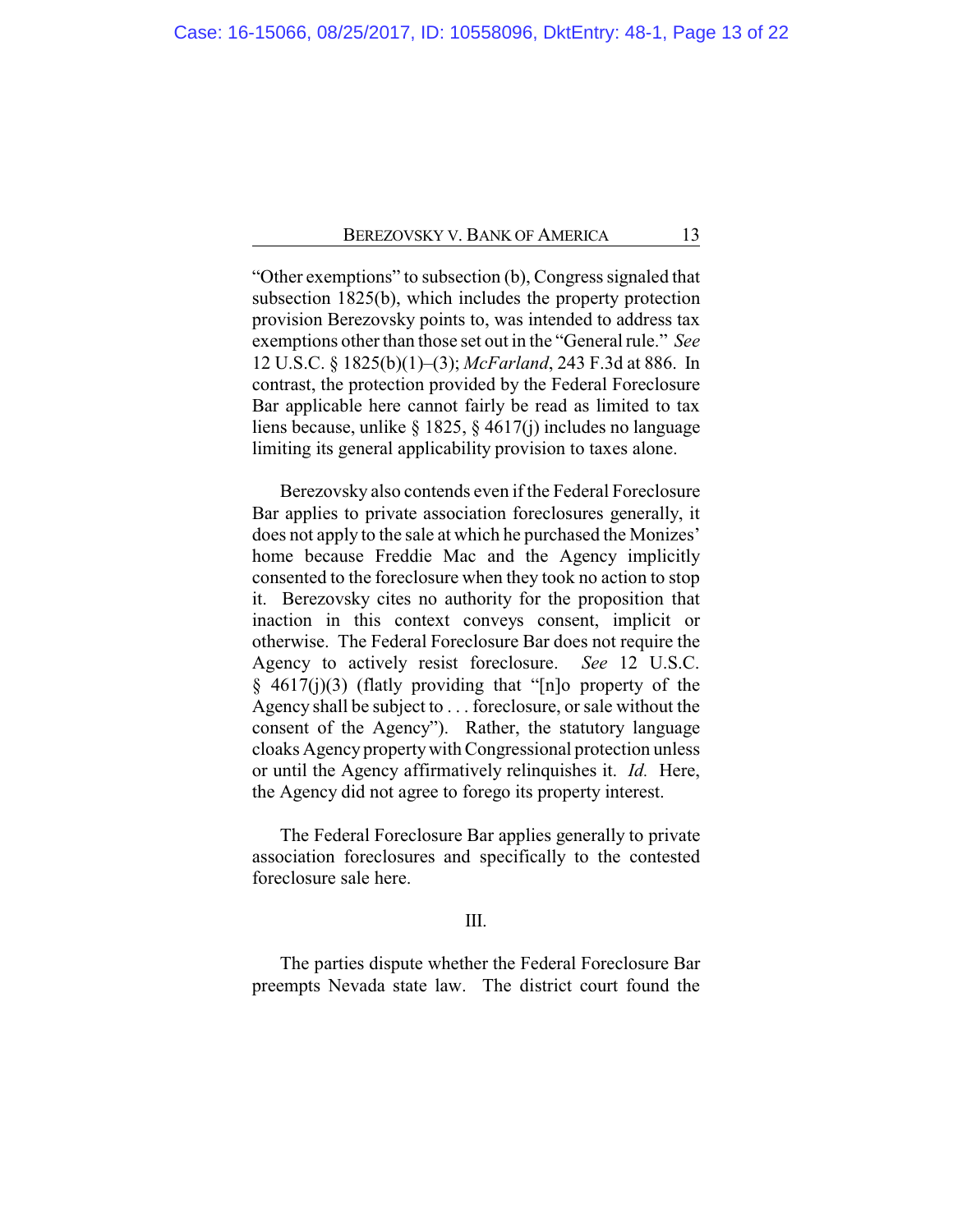"Other exemptions" to subsection (b), Congress signaled that subsection 1825(b), which includes the property protection provision Berezovsky points to, was intended to address tax exemptions other than those set out in the "General rule." *See* 12 U.S.C. § 1825(b)(1)–(3); *McFarland*, 243 F.3d at 886. In contrast, the protection provided by the Federal Foreclosure Bar applicable here cannot fairly be read as limited to tax liens because, unlike § 1825, § 4617(j) includes no language limiting its general applicability provision to taxes alone.

Berezovsky also contends even if the Federal Foreclosure Bar applies to private association foreclosures generally, it does not apply to the sale at which he purchased the Monizes' home because Freddie Mac and the Agency implicitly consented to the foreclosure when they took no action to stop it. Berezovsky cites no authority for the proposition that inaction in this context conveys consent, implicit or otherwise. The Federal Foreclosure Bar does not require the Agency to actively resist foreclosure. *See* 12 U.S.C. § 4617(j)(3) (flatly providing that "[n]o property of the Agency shall be subject to . . . foreclosure, or sale without the consent of the Agency"). Rather, the statutory language cloaks Agency property with Congressional protection unless or until the Agency affirmatively relinquishes it. *Id.* Here, the Agency did not agree to forego its property interest.

The Federal Foreclosure Bar applies generally to private association foreclosures and specifically to the contested foreclosure sale here.

## III.

The parties dispute whether the Federal Foreclosure Bar preempts Nevada state law. The district court found the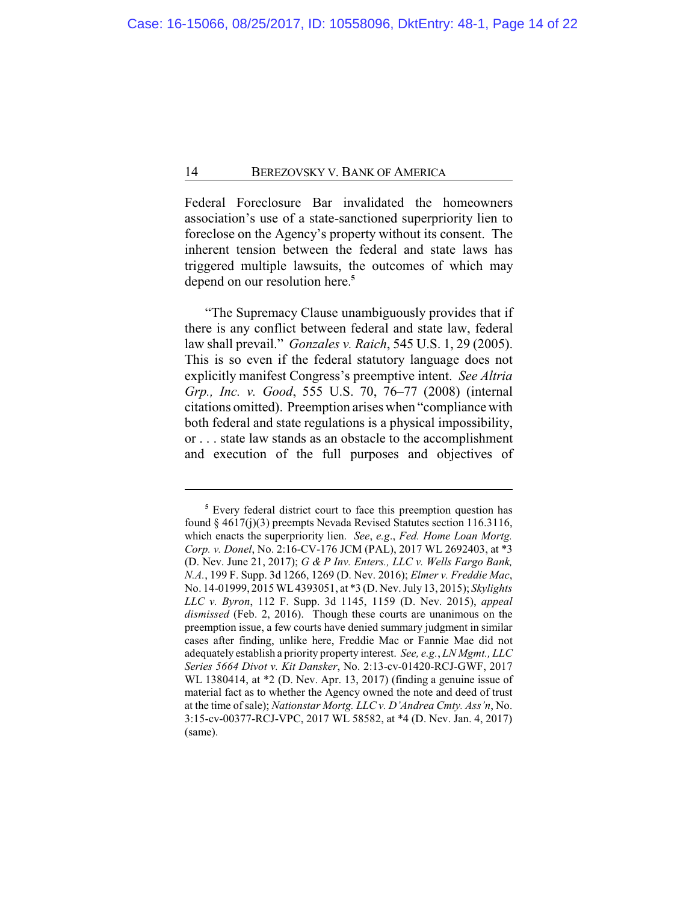Federal Foreclosure Bar invalidated the homeowners association's use of a state-sanctioned superpriority lien to foreclose on the Agency's property without its consent. The inherent tension between the federal and state laws has triggered multiple lawsuits, the outcomes of which may depend on our resolution here.[5]

"The Supremacy Clause unambiguously provides that if there is any conflict between federal and state law, federal law shall prevail." *Gonzales v. Raich*, 545 U.S. 1, 29 (2005). This is so even if the federal statutory language does not explicitly manifest Congress's preemptive intent. *See Altria Grp., Inc. v. Good*, 555 U.S. 70, 76–77 (2008) (internal citations omitted). Preemption arises when "compliance with both federal and state regulations is a physical impossibility, or . . . state law stands as an obstacle to the accomplishment and execution of the full purposes and objectives of

---

[5] Every federal district court to face this preemption question has found § 4617(j)(3) preempts Nevada Revised Statutes section 116.3116, which enacts the superpriority lien. *See*, *e.g.*, *Fed. Home Loan Mortg. Corp. v. Donel*, No. 2:16-CV-176 JCM (PAL), 2017 WL 2692403, at *3 (D. Nev. June 21, 2017); *G & P Inv. Enters., LLC v. Wells Fargo Bank, N.A.*, 199 F. Supp. 3d 1266, 1269 (D. Nev. 2016); *Elmer v. Freddie Mac*, No. 14-01999, 2015 WL 4393051, at *3 (D. Nev. July 13, 2015); *Skylights LLC v. Byron*, 112 F. Supp. 3d 1145, 1159 (D. Nev. 2015), *appeal dismissed* (Feb. 2, 2016). Though these courts are unanimous on the preemption issue, a few courts have denied summary judgment in similar cases after finding, unlike here, Freddie Mac or Fannie Mae did not adequately establish a priority property interest. *See, e.g.*, *LN Mgmt., LLC Series 5664 Divot v. Kit Dansker*, No. 2:13-cv-01420-RCJ-GWF, 2017 WL 1380414, at *2 (D. Nev. Apr. 13, 2017) (finding a genuine issue of material fact as to whether the Agency owned the note and deed of trust at the time of sale); *Nationstar Mortg. LLC v. D'Andrea Cmty. Ass'n*, No. 3:15-cv-00377-RCJ-VPC, 2017 WL 58582, at *4 (D. Nev. Jan. 4, 2017) (same).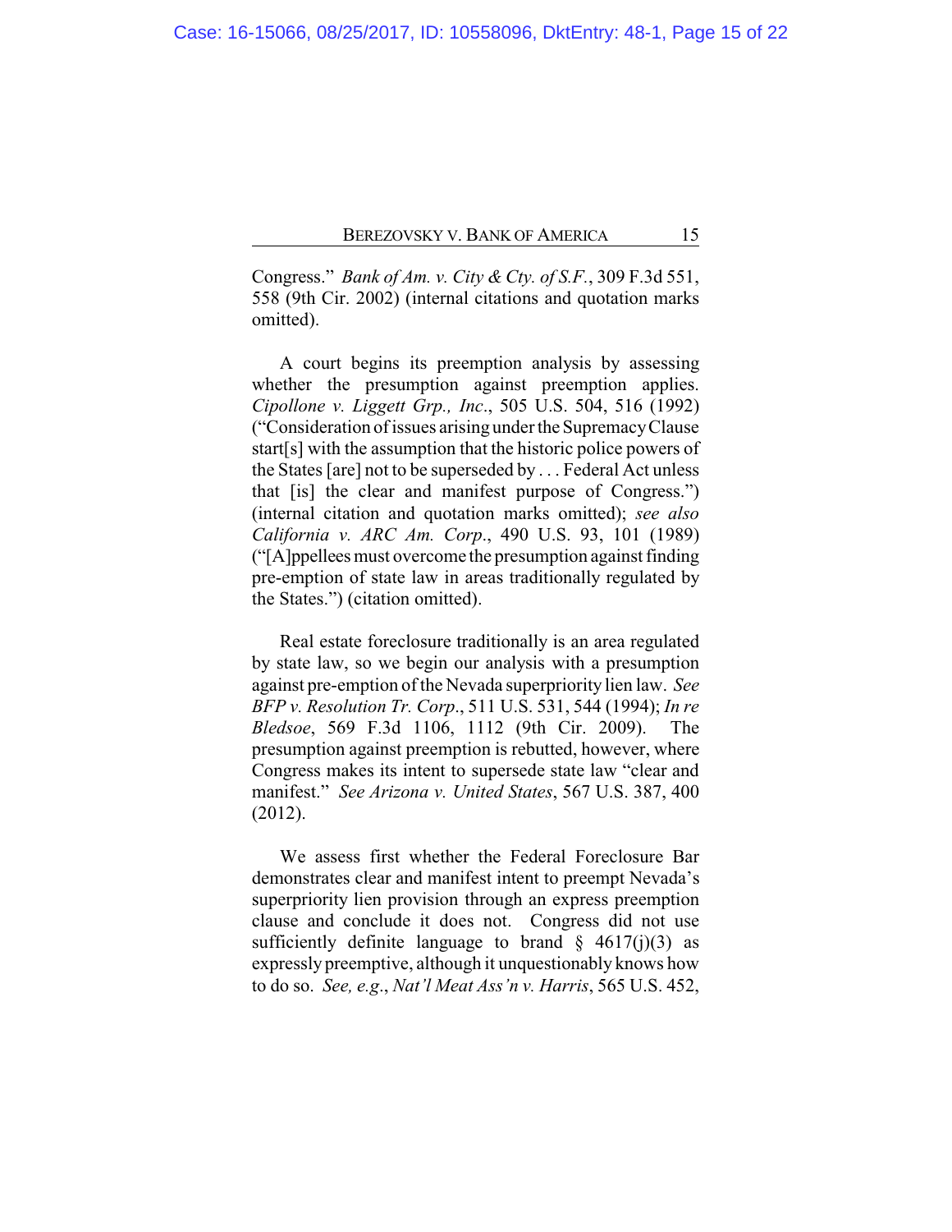Congress." *Bank of Am. v. City & Cty. of S.F.*, 309 F.3d 551, 558 (9th Cir. 2002) (internal citations and quotation marks omitted).

A court begins its preemption analysis by assessing whether the presumption against preemption applies. *Cipollone v. Liggett Grp., Inc.*, 505 U.S. 504, 516 (1992) ("Consideration of issues arising under the Supremacy Clause start[s] with the assumption that the historic police powers of the States [are] not to be superseded by . . . Federal Act unless that [is] the clear and manifest purpose of Congress.") (internal citation and quotation marks omitted); *see also California v. ARC Am. Corp.*, 490 U.S. 93, 101 (1989) ("[A]ppellees must overcome the presumption against finding pre-emption of state law in areas traditionally regulated by the States.") (citation omitted).

Real estate foreclosure traditionally is an area regulated by state law, so we begin our analysis with a presumption against pre-emption of the Nevada superpriority lien law. *See BFP v. Resolution Tr. Corp.*, 511 U.S. 531, 544 (1994); *In re Bledsoe*, 569 F.3d 1106, 1112 (9th Cir. 2009). The presumption against preemption is rebutted, however, where Congress makes its intent to supersede state law "clear and manifest." *See Arizona v. United States*, 567 U.S. 387, 400 (2012).

We assess first whether the Federal Foreclosure Bar demonstrates clear and manifest intent to preempt Nevada's superpriority lien provision through an express preemption clause and conclude it does not. Congress did not use sufficiently definite language to brand § 4617(j)(3) as expressly preemptive, although it unquestionably knows how to do so. *See, e.g.*, *Nat'l Meat Ass'n v. Harris*, 565 U.S. 452,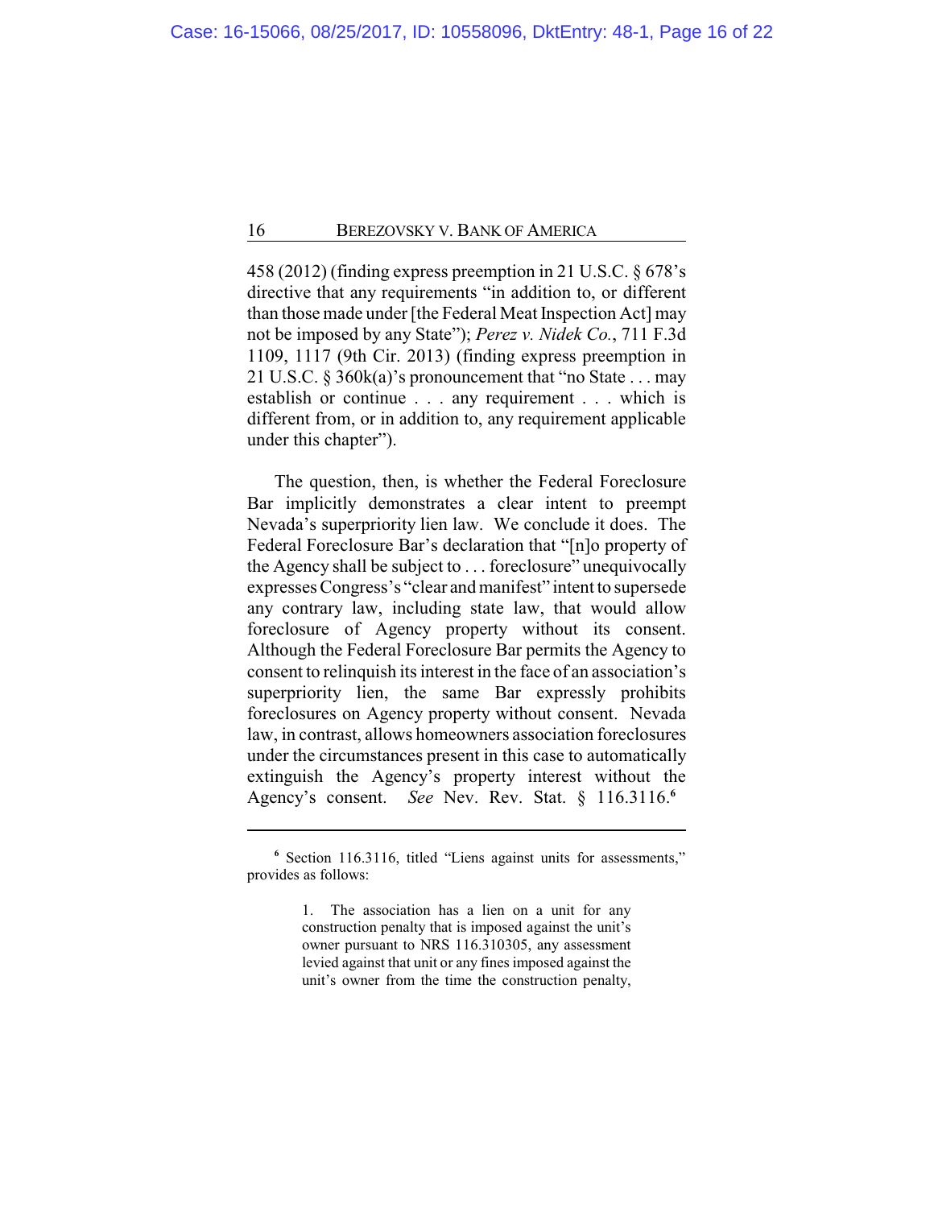458 (2012) (finding express preemption in 21 U.S.C. § 678's directive that any requirements "in addition to, or different than those made under [the Federal Meat Inspection Act] may not be imposed by any State"); *Perez v. Nidek Co.*, 711 F.3d 1109, 1117 (9th Cir. 2013) (finding express preemption in 21 U.S.C. § 360k(a)'s pronouncement that "no State . . . may establish or continue . . . any requirement . . . which is different from, or in addition to, any requirement applicable under this chapter").

The question, then, is whether the Federal Foreclosure Bar implicitly demonstrates a clear intent to preempt Nevada's superpriority lien law. We conclude it does. The Federal Foreclosure Bar's declaration that "[n]o property of the Agency shall be subject to . . . foreclosure" unequivocally expresses Congress's "clear and manifest" intent to supersede any contrary law, including state law, that would allow foreclosure of Agency property without its consent. Although the Federal Foreclosure Bar permits the Agency to consent to relinquish its interest in the face of an association's superpriority lien, the same Bar expressly prohibits foreclosures on Agency property without consent. Nevada law, in contrast, allows homeowners association foreclosures under the circumstances present in this case to automatically extinguish the Agency's property interest without the Agency's consent. *See* Nev. Rev. Stat. § 116.3116.[6]

---

[6] Section 116.3116, titled "Liens against units for assessments," provides as follows:

> 1. The association has a lien on a unit for any construction penalty that is imposed against the unit's owner pursuant to NRS 116.310305, any assessment levied against that unit or any fines imposed against the unit's owner from the time the construction penalty,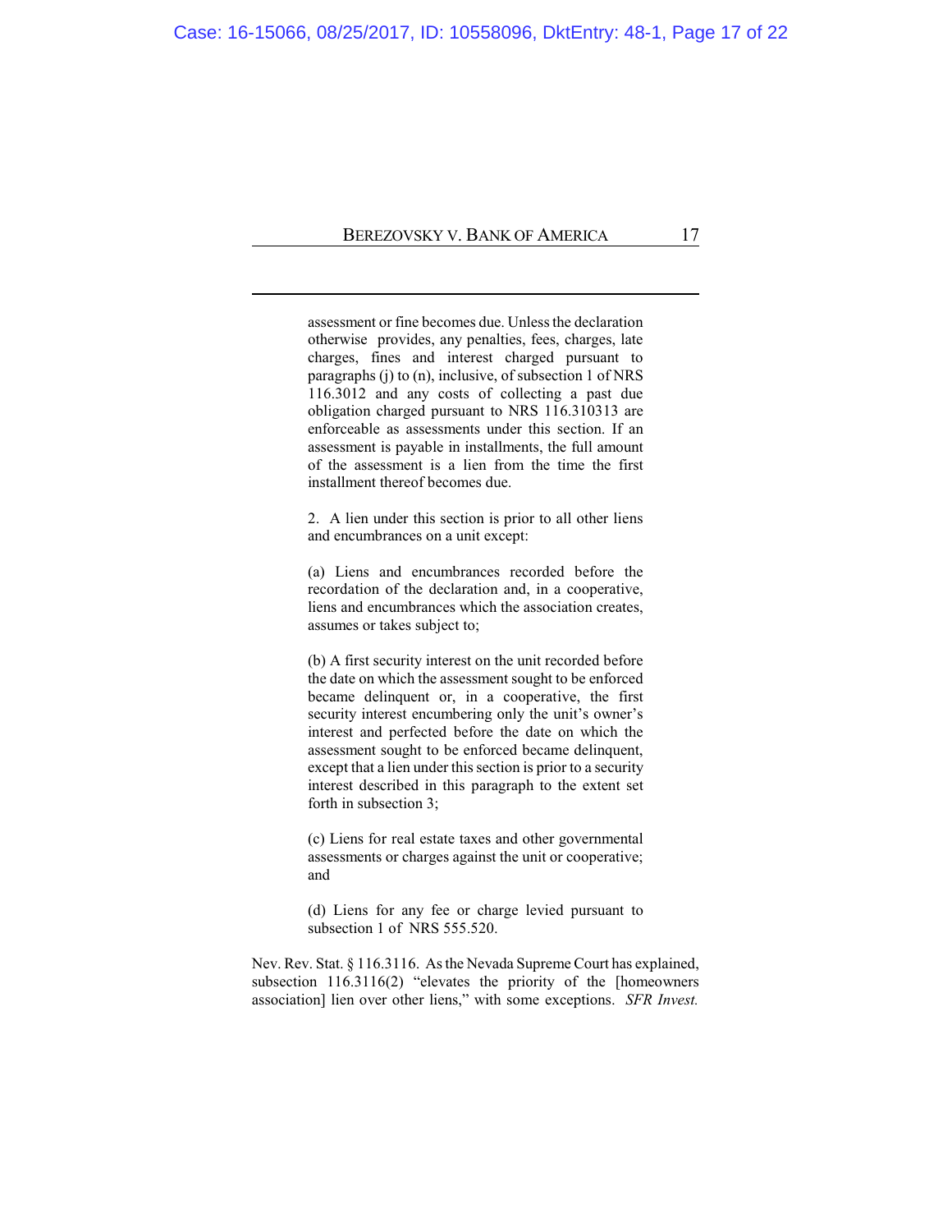> assessment or fine becomes due. Unless the declaration otherwise provides, any penalties, fees, charges, late charges, fines and interest charged pursuant to paragraphs (j) to (n), inclusive, of subsection 1 of NRS 116.3012 and any costs of collecting a past due obligation charged pursuant to NRS 116.310313 are enforceable as assessments under this section. If an assessment is payable in installments, the full amount of the assessment is a lien from the time the first installment thereof becomes due.
>
> 2. A lien under this section is prior to all other liens and encumbrances on a unit except:
>
> (a) Liens and encumbrances recorded before the recordation of the declaration and, in a cooperative, liens and encumbrances which the association creates, assumes or takes subject to;
>
> (b) A first security interest on the unit recorded before the date on which the assessment sought to be enforced became delinquent or, in a cooperative, the first security interest encumbering only the unit's owner's interest and perfected before the date on which the assessment sought to be enforced became delinquent, except that a lien under this section is prior to a security interest described in this paragraph to the extent set forth in subsection 3;
>
> (c) Liens for real estate taxes and other governmental assessments or charges against the unit or cooperative; and
>
> (d) Liens for any fee or charge levied pursuant to subsection 1 of NRS 555.520.

Nev. Rev. Stat. § 116.3116. As the Nevada Supreme Court has explained, subsection 116.3116(2) "elevates the priority of the [homeowners association] lien over other liens," with some exceptions. *SFR Invest.*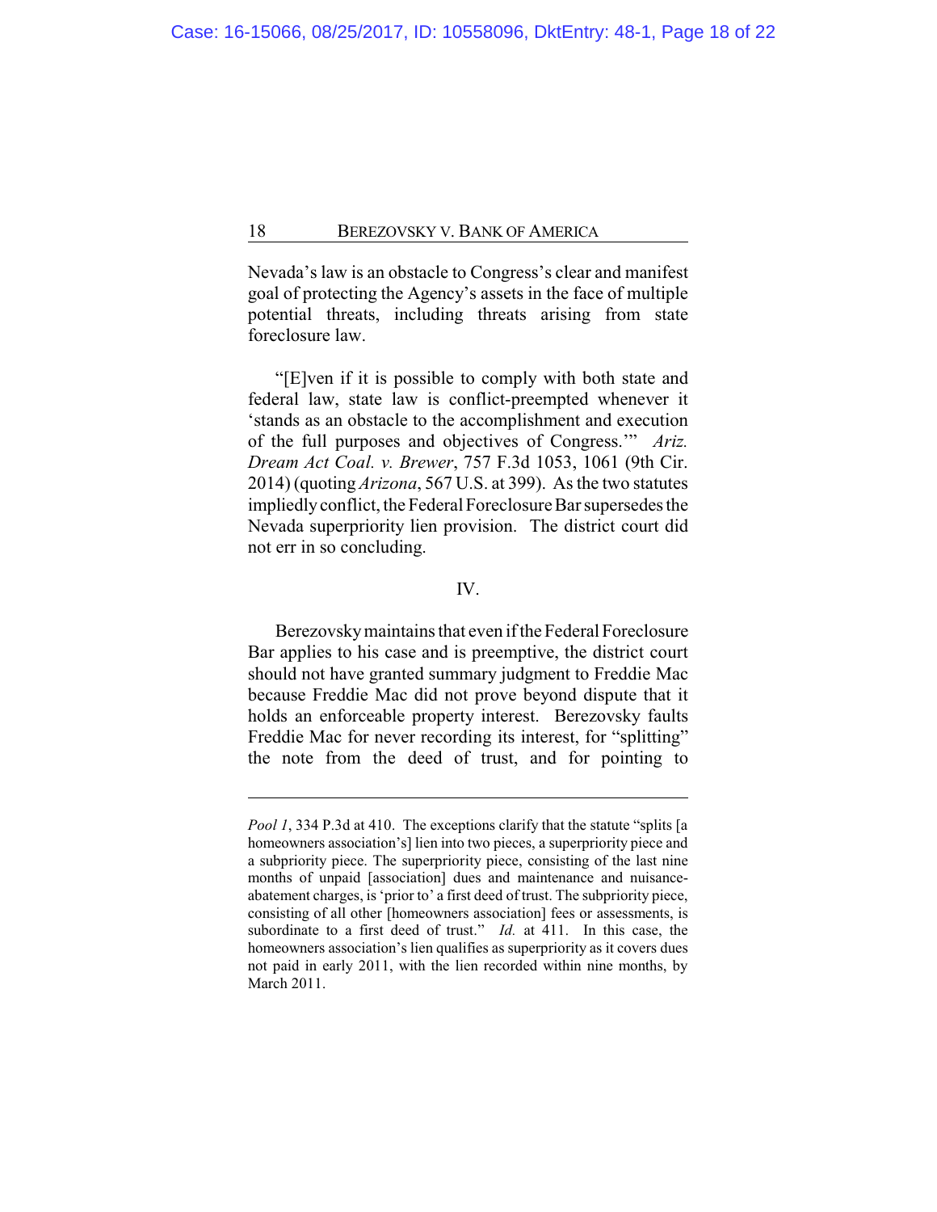Nevada's law is an obstacle to Congress's clear and manifest goal of protecting the Agency's assets in the face of multiple potential threats, including threats arising from state foreclosure law.

"[E]ven if it is possible to comply with both state and federal law, state law is conflict-preempted whenever it 'stands as an obstacle to the accomplishment and execution of the full purposes and objectives of Congress.'" *Ariz. Dream Act Coal. v. Brewer*, 757 F.3d 1053, 1061 (9th Cir. 2014) (quoting *Arizona*, 567 U.S. at 399). As the two statutes impliedly conflict, the Federal Foreclosure Bar supersedes the Nevada superpriority lien provision. The district court did not err in so concluding.

## IV.

Berezovsky maintains that even if the Federal Foreclosure Bar applies to his case and is preemptive, the district court should not have granted summary judgment to Freddie Mac because Freddie Mac did not prove beyond dispute that it holds an enforceable property interest. Berezovsky faults Freddie Mac for never recording its interest, for "splitting" the note from the deed of trust, and for pointing to

---

*Pool 1*, 334 P.3d at 410. The exceptions clarify that the statute "splits [a homeowners association's] lien into two pieces, a superpriority piece and a subpriority piece. The superpriority piece, consisting of the last nine months of unpaid [association] dues and maintenance and nuisance-abatement charges, is 'prior to' a first deed of trust. The subpriority piece, consisting of all other [homeowners association] fees or assessments, is subordinate to a first deed of trust." *Id.* at 411. In this case, the homeowners association's lien qualifies as superpriority as it covers dues not paid in early 2011, with the lien recorded within nine months, by March 2011.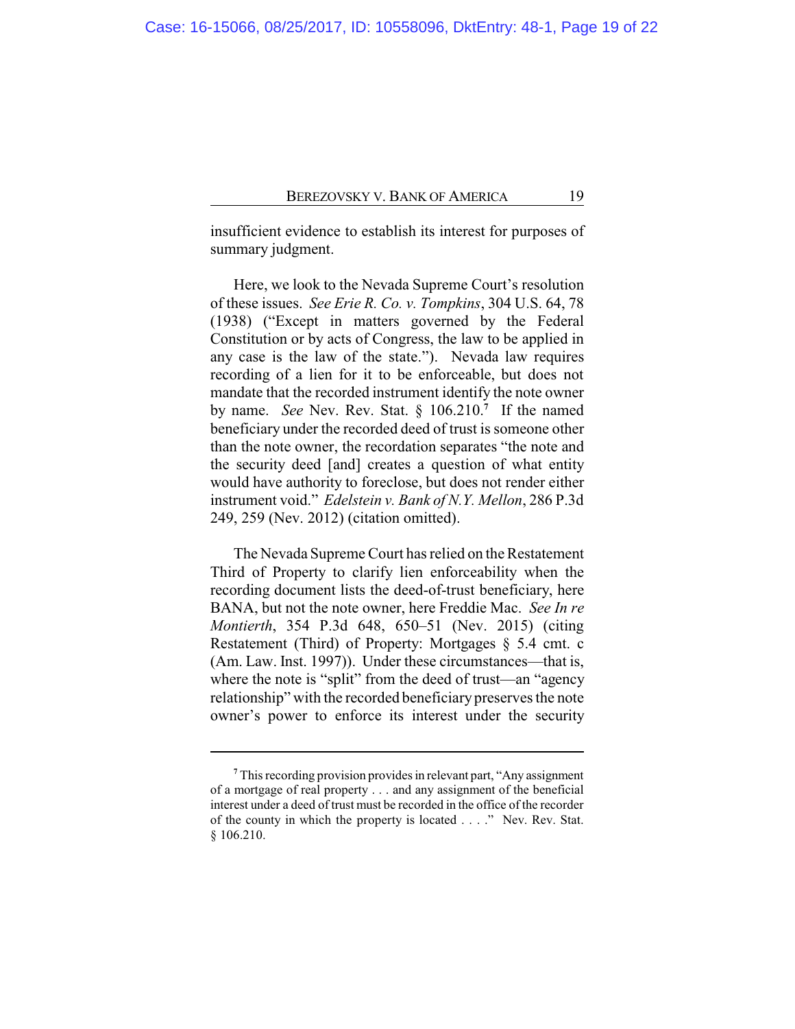insufficient evidence to establish its interest for purposes of summary judgment.

Here, we look to the Nevada Supreme Court's resolution of these issues. *See Erie R. Co. v. Tompkins*, 304 U.S. 64, 78 (1938) ("Except in matters governed by the Federal Constitution or by acts of Congress, the law to be applied in any case is the law of the state."). Nevada law requires recording of a lien for it to be enforceable, but does not mandate that the recorded instrument identify the note owner by name. *See* Nev. Rev. Stat. § 106.210.[7] If the named beneficiary under the recorded deed of trust is someone other than the note owner, the recordation separates "the note and the security deed [and] creates a question of what entity would have authority to foreclose, but does not render either instrument void." *Edelstein v. Bank of N.Y. Mellon*, 286 P.3d 249, 259 (Nev. 2012) (citation omitted).

The Nevada Supreme Court has relied on the Restatement Third of Property to clarify lien enforceability when the recording document lists the deed-of-trust beneficiary, here BANA, but not the note owner, here Freddie Mac. *See In re Montierth*, 354 P.3d 648, 650–51 (Nev. 2015) (citing Restatement (Third) of Property: Mortgages § 5.4 cmt. c (Am. Law. Inst. 1997)). Under these circumstances—that is, where the note is "split" from the deed of trust—an "agency relationship" with the recorded beneficiary preserves the note owner's power to enforce its interest under the security

---

[7] This recording provision provides in relevant part, "Any assignment of a mortgage of real property . . . and any assignment of the beneficial interest under a deed of trust must be recorded in the office of the recorder of the county in which the property is located . . . ." Nev. Rev. Stat. § 106.210.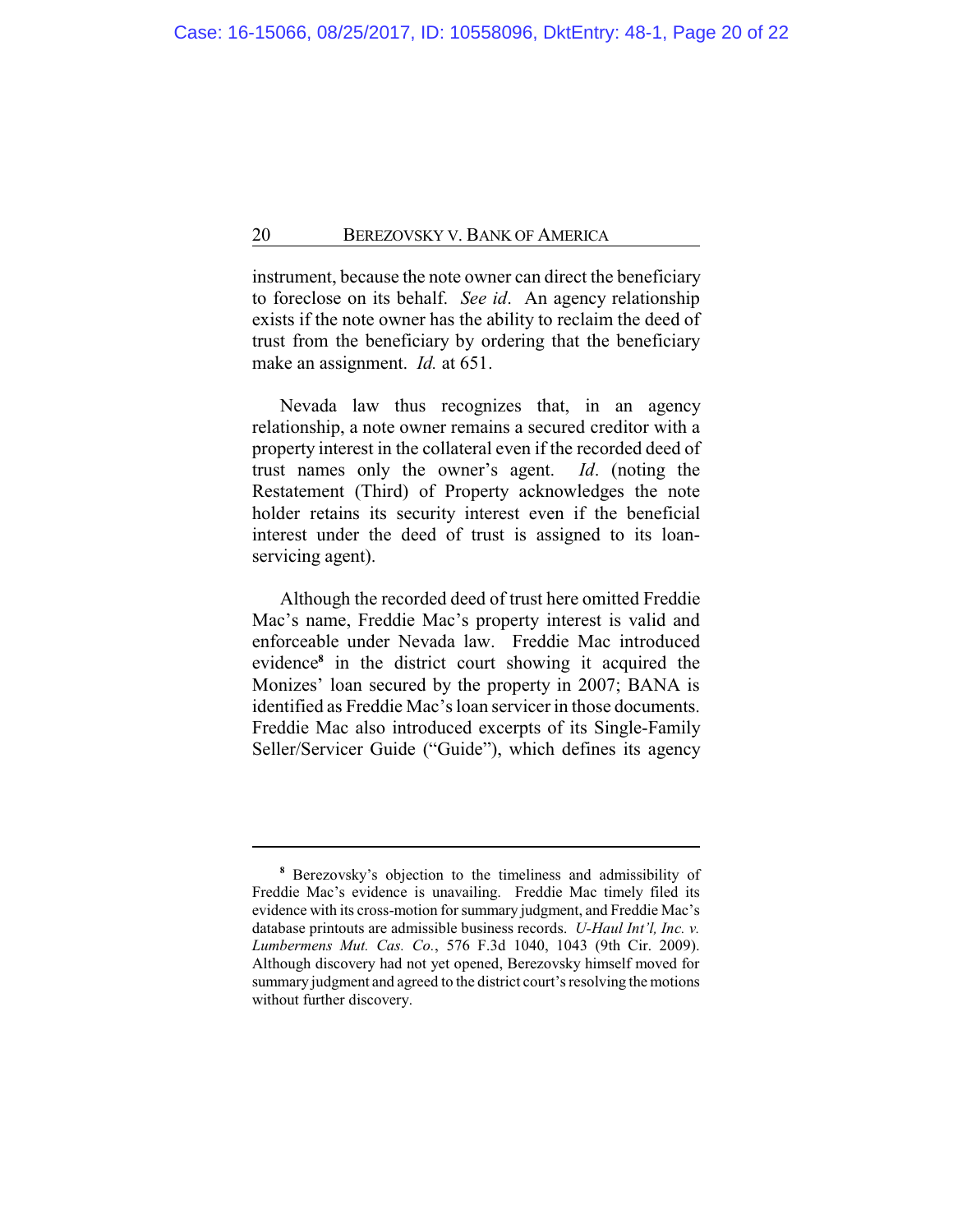instrument, because the note owner can direct the beneficiary to foreclose on its behalf. *See id*. An agency relationship exists if the note owner has the ability to reclaim the deed of trust from the beneficiary by ordering that the beneficiary make an assignment. *Id.* at 651.

Nevada law thus recognizes that, in an agency relationship, a note owner remains a secured creditor with a property interest in the collateral even if the recorded deed of trust names only the owner's agent. *Id*. (noting the Restatement (Third) of Property acknowledges the note holder retains its security interest even if the beneficial interest under the deed of trust is assigned to its loan-servicing agent).

Although the recorded deed of trust here omitted Freddie Mac's name, Freddie Mac's property interest is valid and enforceable under Nevada law. Freddie Mac introduced evidence[8] in the district court showing it acquired the Monizes' loan secured by the property in 2007; BANA is identified as Freddie Mac's loan servicer in those documents. Freddie Mac also introduced excerpts of its Single-Family Seller/Servicer Guide ("Guide"), which defines its agency

---

[8] Berezovsky's objection to the timeliness and admissibility of Freddie Mac's evidence is unavailing. Freddie Mac timely filed its evidence with its cross-motion for summary judgment, and Freddie Mac's database printouts are admissible business records. *U-Haul Int'l, Inc. v. Lumbermens Mut. Cas. Co.*, 576 F.3d 1040, 1043 (9th Cir. 2009). Although discovery had not yet opened, Berezovsky himself moved for summary judgment and agreed to the district court's resolving the motions without further discovery.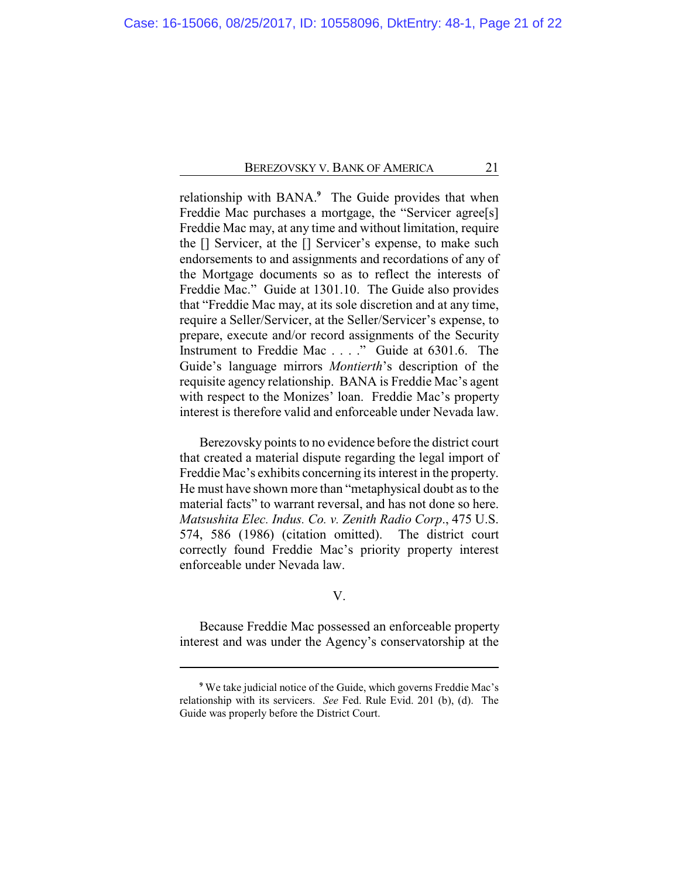relationship with BANA.[9] The Guide provides that when Freddie Mac purchases a mortgage, the "Servicer agree[s] Freddie Mac may, at any time and without limitation, require the [] Servicer, at the [] Servicer's expense, to make such endorsements to and assignments and recordations of any of the Mortgage documents so as to reflect the interests of Freddie Mac." Guide at 1301.10. The Guide also provides that "Freddie Mac may, at its sole discretion and at any time, require a Seller/Servicer, at the Seller/Servicer's expense, to prepare, execute and/or record assignments of the Security Instrument to Freddie Mac . . . ." Guide at 6301.6. The Guide's language mirrors *Montierth*'s description of the requisite agency relationship. BANA is Freddie Mac's agent with respect to the Monizes' loan. Freddie Mac's property interest is therefore valid and enforceable under Nevada law.

Berezovsky points to no evidence before the district court that created a material dispute regarding the legal import of Freddie Mac's exhibits concerning its interest in the property. He must have shown more than "metaphysical doubt as to the material facts" to warrant reversal, and has not done so here. *Matsushita Elec. Indus. Co. v. Zenith Radio Corp.*, 475 U.S. 574, 586 (1986) (citation omitted). The district court correctly found Freddie Mac's priority property interest enforceable under Nevada law.

V.

Because Freddie Mac possessed an enforceable property interest and was under the Agency's conservatorship at the

---

[9] We take judicial notice of the Guide, which governs Freddie Mac's relationship with its servicers. *See* Fed. Rule Evid. 201 (b), (d). The Guide was properly before the District Court.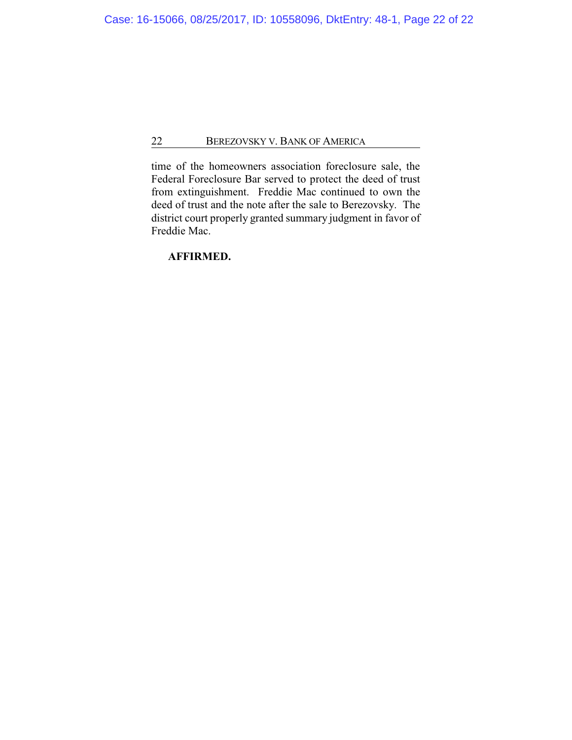time of the homeowners association foreclosure sale, the Federal Foreclosure Bar served to protect the deed of trust from extinguishment. Freddie Mac continued to own the deed of trust and the note after the sale to Berezovsky. The district court properly granted summary judgment in favor of Freddie Mac.

**AFFIRMED.**